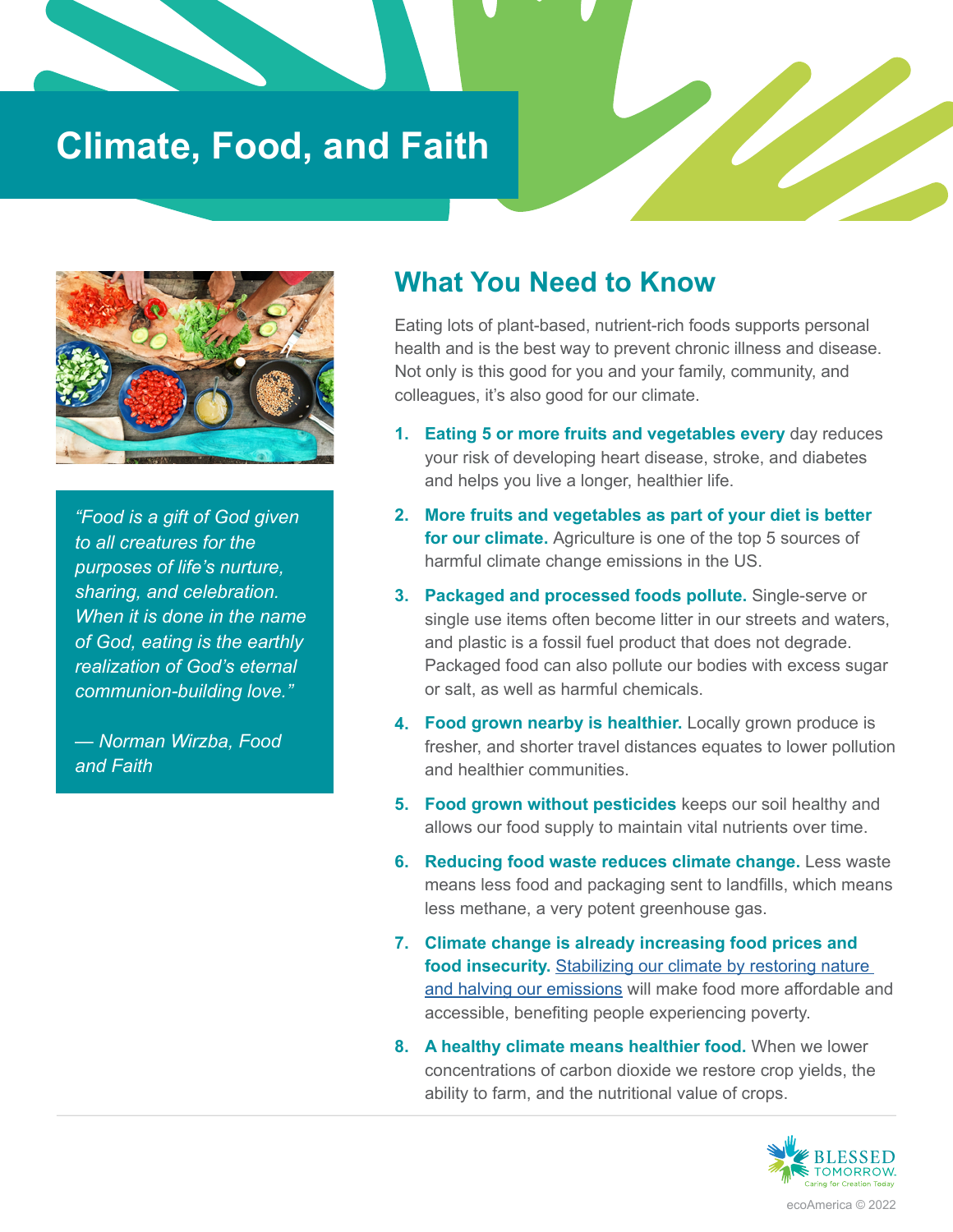# Climate, Food, and Faith

> *"Food is a gift of God given to all creatures for the purposes of life's nurture, sharing, and celebration. When it is done in the name of God, eating is the earthly realization of God's eternal communion-building love."*
>
> *— Norman Wirzba, Food and Faith*

## What You Need to Know

Eating lots of plant-based, nutrient-rich foods supports personal health and is the best way to prevent chronic illness and disease. Not only is this good for you and your family, community, and colleagues, it's also good for our climate.

1. **Eating 5 or more fruits and vegetables every** day reduces your risk of developing heart disease, stroke, and diabetes and helps you live a longer, healthier life.
2. **More fruits and vegetables as part of your diet is better for our climate.** Agriculture is one of the top 5 sources of harmful climate change emissions in the US.
3. **Packaged and processed foods pollute.** Single-serve or single use items often become litter in our streets and waters, and plastic is a fossil fuel product that does not degrade. Packaged food can also pollute our bodies with excess sugar or salt, as well as harmful chemicals.
4. **Food grown nearby is healthier.** Locally grown produce is fresher, and shorter travel distances equates to lower pollution and healthier communities.
5. **Food grown without pesticides** keeps our soil healthy and allows our food supply to maintain vital nutrients over time.
6. **Reducing food waste reduces climate change.** Less waste means less food and packaging sent to landfills, which means less methane, a very potent greenhouse gas.
7. **Climate change is already increasing food prices and food insecurity.** Stabilizing our climate by restoring nature and halving our emissions will make food more affordable and accessible, benefiting people experiencing poverty.
8. **A healthy climate means healthier food.** When we lower concentrations of carbon dioxide we restore crop yields, the ability to farm, and the nutritional value of crops.

BLESSED TOMORROW. Caring for Creation Today

ecoAmerica © 2022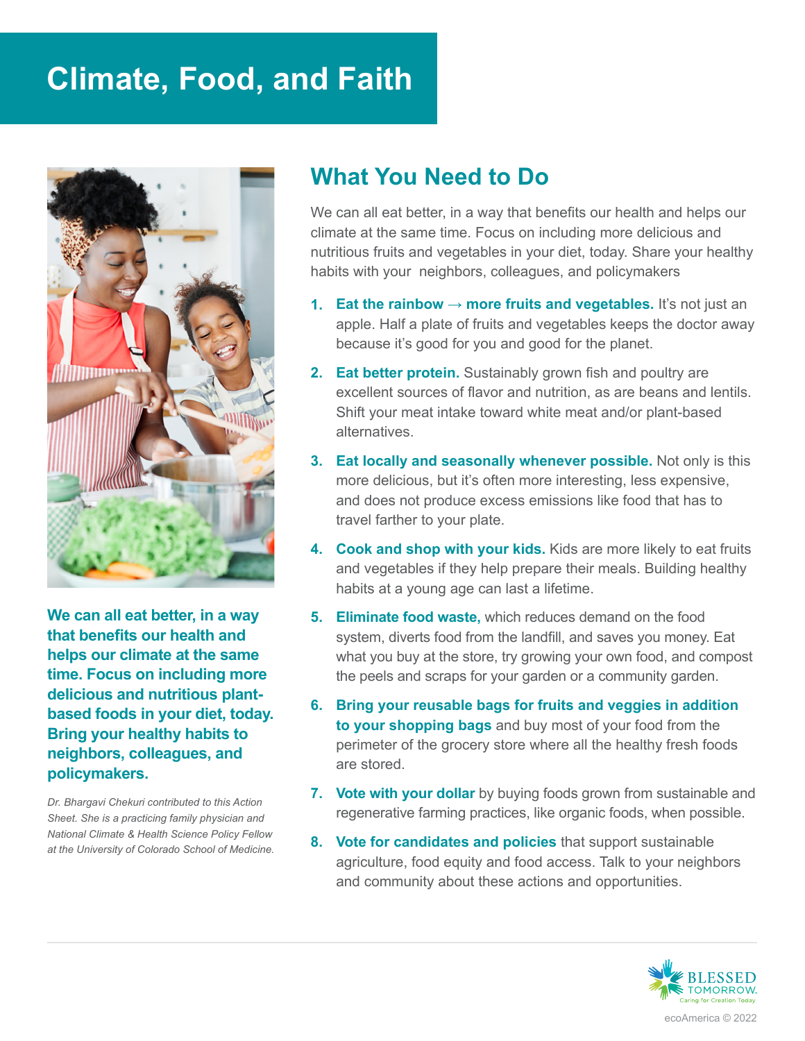# Climate, Food, and Faith

**We can all eat better, in a way that benefits our health and helps our climate at the same time. Focus on including more delicious and nutritious plant-based foods in your diet, today. Bring your healthy habits to neighbors, colleagues, and policymakers.**

*Dr. Bhargavi Chekuri contributed to this Action Sheet. She is a practicing family physician and National Climate & Health Science Policy Fellow at the University of Colorado School of Medicine.*

## What You Need to Do

We can all eat better, in a way that benefits our health and helps our climate at the same time. Focus on including more delicious and nutritious fruits and vegetables in your diet, today. Share your healthy habits with your neighbors, colleagues, and policymakers

1. **Eat the rainbow → more fruits and vegetables.** It's not just an apple. Half a plate of fruits and vegetables keeps the doctor away because it's good for you and good for the planet.
2. **Eat better protein.** Sustainably grown fish and poultry are excellent sources of flavor and nutrition, as are beans and lentils. Shift your meat intake toward white meat and/or plant-based alternatives.
3. **Eat locally and seasonally whenever possible.** Not only is this more delicious, but it's often more interesting, less expensive, and does not produce excess emissions like food that has to travel farther to your plate.
4. **Cook and shop with your kids.** Kids are more likely to eat fruits and vegetables if they help prepare their meals. Building healthy habits at a young age can last a lifetime.
5. **Eliminate food waste,** which reduces demand on the food system, diverts food from the landfill, and saves you money. Eat what you buy at the store, try growing your own food, and compost the peels and scraps for your garden or a community garden.
6. **Bring your reusable bags for fruits and veggies in addition to your shopping bags** and buy most of your food from the perimeter of the grocery store where all the healthy fresh foods are stored.
7. **Vote with your dollar** by buying foods grown from sustainable and regenerative farming practices, like organic foods, when possible.
8. **Vote for candidates and policies** that support sustainable agriculture, food equity and food access. Talk to your neighbors and community about these actions and opportunities.

BLESSED TOMORROW. Caring for Creation Today

ecoAmerica © 2022